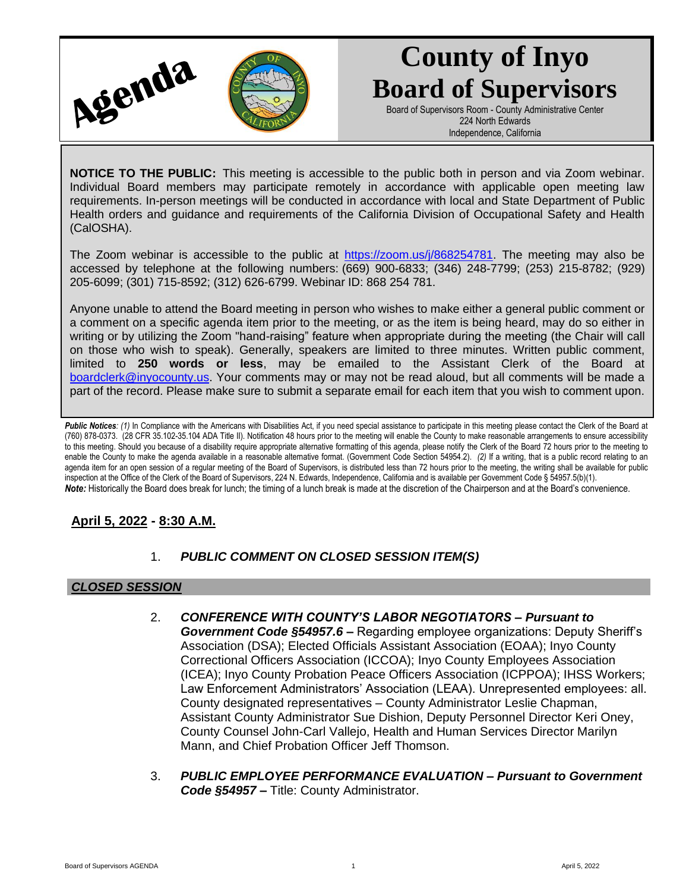Agenda

# County of Inyo Board of Supervisors

Board of Supervisors Room - County Administrative Center
224 North Edwards
Independence, California

**NOTICE TO THE PUBLIC:** This meeting is accessible to the public both in person and via Zoom webinar. Individual Board members may participate remotely in accordance with applicable open meeting law requirements. In-person meetings will be conducted in accordance with local and State Department of Public Health orders and guidance and requirements of the California Division of Occupational Safety and Health (CalOSHA).

The Zoom webinar is accessible to the public at https://zoom.us/j/868254781. The meeting may also be accessed by telephone at the following numbers: (669) 900-6833; (346) 248-7799; (253) 215-8782; (929) 205-6099; (301) 715-8592; (312) 626-6799. Webinar ID: 868 254 781.

Anyone unable to attend the Board meeting in person who wishes to make either a general public comment or a comment on a specific agenda item prior to the meeting, or as the item is being heard, may do so either in writing or by utilizing the Zoom "hand-raising" feature when appropriate during the meeting (the Chair will call on those who wish to speak). Generally, speakers are limited to three minutes. Written public comment, limited to **250 words or less**, may be emailed to the Assistant Clerk of the Board at boardclerk@inyocounty.us. Your comments may or may not be read aloud, but all comments will be made a part of the record. Please make sure to submit a separate email for each item that you wish to comment upon.

***Public Notices**: (1)* In Compliance with the Americans with Disabilities Act, if you need special assistance to participate in this meeting please contact the Clerk of the Board at (760) 878-0373. (28 CFR 35.102-35.104 ADA Title II). Notification 48 hours prior to the meeting will enable the County to make reasonable arrangements to ensure accessibility to this meeting. Should you because of a disability require appropriate alternative formatting of this agenda, please notify the Clerk of the Board 72 hours prior to the meeting to enable the County to make the agenda available in a reasonable alternative format. (Government Code Section 54954.2). *(2)* If a writing, that is a public record relating to an agenda item for an open session of a regular meeting of the Board of Supervisors, is distributed less than 72 hours prior to the meeting, the writing shall be available for public inspection at the Office of the Clerk of the Board of Supervisors, 224 N. Edwards, Independence, California and is available per Government Code § 54957.5(b)(1).
***Note:*** Historically the Board does break for lunch; the timing of a lunch break is made at the discretion of the Chairperson and at the Board's convenience.

## April 5, 2022 - 8:30 A.M.

1. ***PUBLIC COMMENT ON CLOSED SESSION ITEM(S)***

## *CLOSED SESSION*

2. ***CONFERENCE WITH COUNTY'S LABOR NEGOTIATORS – Pursuant to Government Code §54957.6 –*** Regarding employee organizations: Deputy Sheriff's Association (DSA); Elected Officials Assistant Association (EOAA); Inyo County Correctional Officers Association (ICCOA); Inyo County Employees Association (ICEA); Inyo County Probation Peace Officers Association (ICPPOA); IHSS Workers; Law Enforcement Administrators' Association (LEAA). Unrepresented employees: all. County designated representatives – County Administrator Leslie Chapman, Assistant County Administrator Sue Dishion, Deputy Personnel Director Keri Oney, County Counsel John-Carl Vallejo, Health and Human Services Director Marilyn Mann, and Chief Probation Officer Jeff Thomson.

3. ***PUBLIC EMPLOYEE PERFORMANCE EVALUATION – Pursuant to Government Code §54957 –*** Title: County Administrator.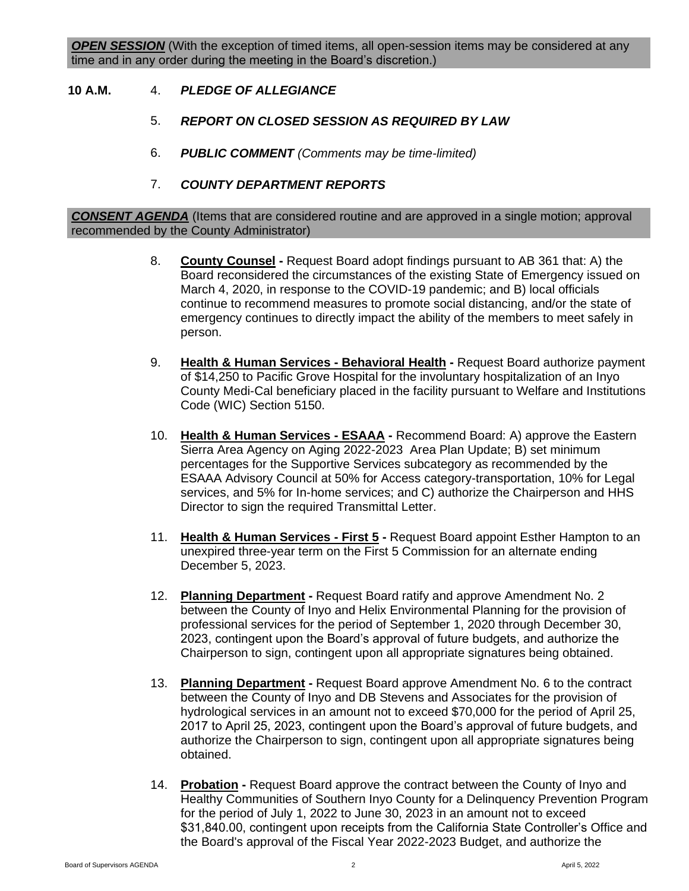***OPEN SESSION*** (With the exception of timed items, all open-session items may be considered at any time and in any order during the meeting in the Board's discretion.)

**10 A.M.** 4. ***PLEDGE OF ALLEGIANCE***

5. ***REPORT ON CLOSED SESSION AS REQUIRED BY LAW***

6. ***PUBLIC COMMENT*** *(Comments may be time-limited)*

7. ***COUNTY DEPARTMENT REPORTS***

***CONSENT AGENDA*** (Items that are considered routine and are approved in a single motion; approval recommended by the County Administrator)

8. **County Counsel -** Request Board adopt findings pursuant to AB 361 that: A) the Board reconsidered the circumstances of the existing State of Emergency issued on March 4, 2020, in response to the COVID-19 pandemic; and B) local officials continue to recommend measures to promote social distancing, and/or the state of emergency continues to directly impact the ability of the members to meet safely in person.

9. **Health & Human Services - Behavioral Health -** Request Board authorize payment of $14,250 to Pacific Grove Hospital for the involuntary hospitalization of an Inyo County Medi-Cal beneficiary placed in the facility pursuant to Welfare and Institutions Code (WIC) Section 5150.

10. **Health & Human Services - ESAAA -** Recommend Board: A) approve the Eastern Sierra Area Agency on Aging 2022-2023 Area Plan Update; B) set minimum percentages for the Supportive Services subcategory as recommended by the ESAAA Advisory Council at 50% for Access category-transportation, 10% for Legal services, and 5% for In-home services; and C) authorize the Chairperson and HHS Director to sign the required Transmittal Letter.

11. **Health & Human Services - First 5 -** Request Board appoint Esther Hampton to an unexpired three-year term on the First 5 Commission for an alternate ending December 5, 2023.

12. **Planning Department -** Request Board ratify and approve Amendment No. 2 between the County of Inyo and Helix Environmental Planning for the provision of professional services for the period of September 1, 2020 through December 30, 2023, contingent upon the Board's approval of future budgets, and authorize the Chairperson to sign, contingent upon all appropriate signatures being obtained.

13. **Planning Department -** Request Board approve Amendment No. 6 to the contract between the County of Inyo and DB Stevens and Associates for the provision of hydrological services in an amount not to exceed $70,000 for the period of April 25, 2017 to April 25, 2023, contingent upon the Board's approval of future budgets, and authorize the Chairperson to sign, contingent upon all appropriate signatures being obtained.

14. **Probation -** Request Board approve the contract between the County of Inyo and Healthy Communities of Southern Inyo County for a Delinquency Prevention Program for the period of July 1, 2022 to June 30, 2023 in an amount not to exceed $31,840.00, contingent upon receipts from the California State Controller's Office and the Board's approval of the Fiscal Year 2022-2023 Budget, and authorize the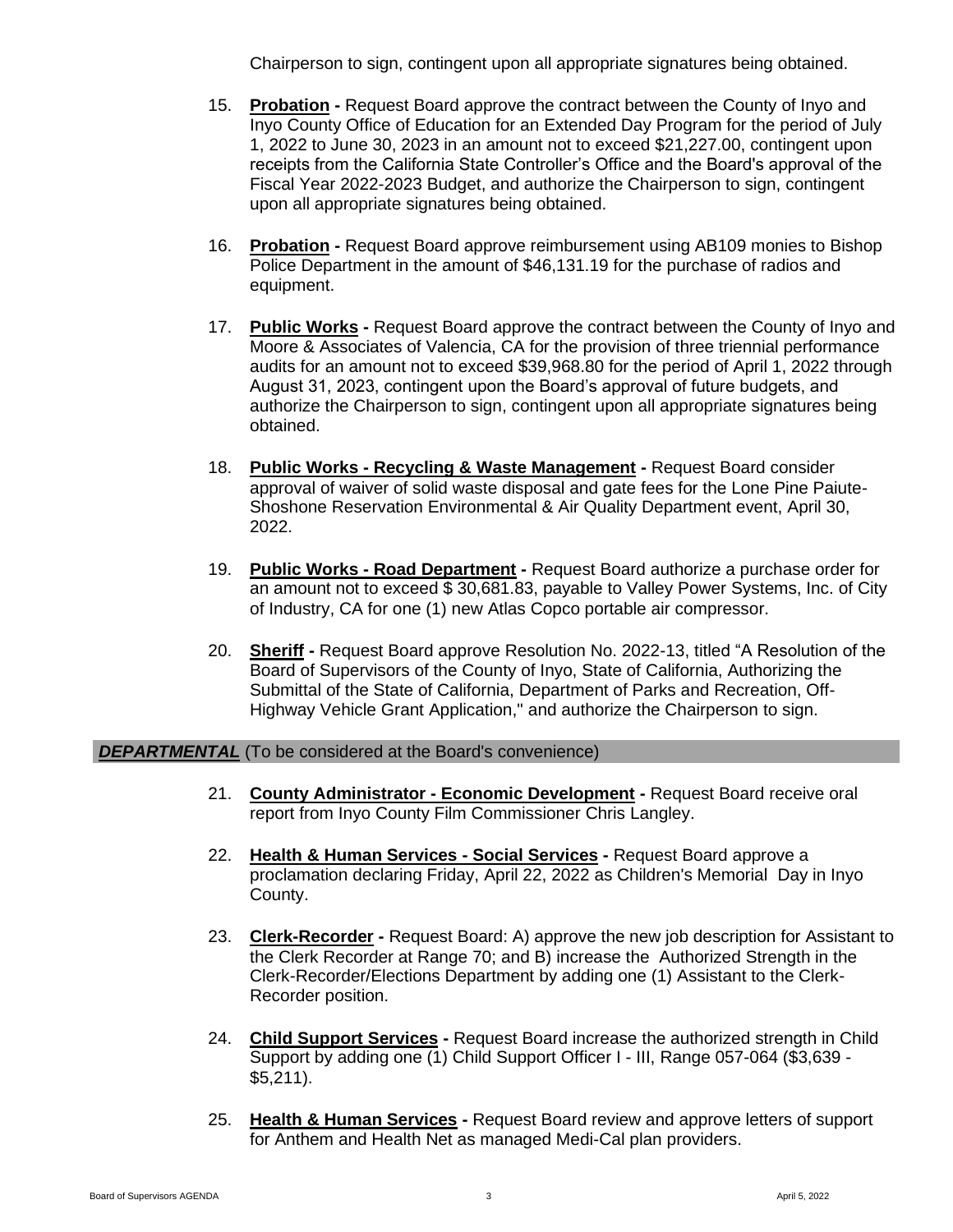Chairperson to sign, contingent upon all appropriate signatures being obtained.

15. **Probation -** Request Board approve the contract between the County of Inyo and Inyo County Office of Education for an Extended Day Program for the period of July 1, 2022 to June 30, 2023 in an amount not to exceed $21,227.00, contingent upon receipts from the California State Controller's Office and the Board's approval of the Fiscal Year 2022-2023 Budget, and authorize the Chairperson to sign, contingent upon all appropriate signatures being obtained.

16. **Probation -** Request Board approve reimbursement using AB109 monies to Bishop Police Department in the amount of $46,131.19 for the purchase of radios and equipment.

17. **Public Works -** Request Board approve the contract between the County of Inyo and Moore & Associates of Valencia, CA for the provision of three triennial performance audits for an amount not to exceed $39,968.80 for the period of April 1, 2022 through August 31, 2023, contingent upon the Board's approval of future budgets, and authorize the Chairperson to sign, contingent upon all appropriate signatures being obtained.

18. **Public Works - Recycling & Waste Management -** Request Board consider approval of waiver of solid waste disposal and gate fees for the Lone Pine Paiute-Shoshone Reservation Environmental & Air Quality Department event, April 30, 2022.

19. **Public Works - Road Department -** Request Board authorize a purchase order for an amount not to exceed $ 30,681.83, payable to Valley Power Systems, Inc. of City of Industry, CA for one (1) new Atlas Copco portable air compressor.

20. **Sheriff -** Request Board approve Resolution No. 2022-13, titled "A Resolution of the Board of Supervisors of the County of Inyo, State of California, Authorizing the Submittal of the State of California, Department of Parks and Recreation, Off-Highway Vehicle Grant Application," and authorize the Chairperson to sign.

***DEPARTMENTAL*** (To be considered at the Board's convenience)

21. **County Administrator - Economic Development -** Request Board receive oral report from Inyo County Film Commissioner Chris Langley.

22. **Health & Human Services - Social Services -** Request Board approve a proclamation declaring Friday, April 22, 2022 as Children's Memorial Day in Inyo County.

23. **Clerk-Recorder -** Request Board: A) approve the new job description for Assistant to the Clerk Recorder at Range 70; and B) increase the Authorized Strength in the Clerk-Recorder/Elections Department by adding one (1) Assistant to the Clerk-Recorder position.

24. **Child Support Services -** Request Board increase the authorized strength in Child Support by adding one (1) Child Support Officer I - III, Range 057-064 ($3,639 - $5,211).

25. **Health & Human Services -** Request Board review and approve letters of support for Anthem and Health Net as managed Medi-Cal plan providers.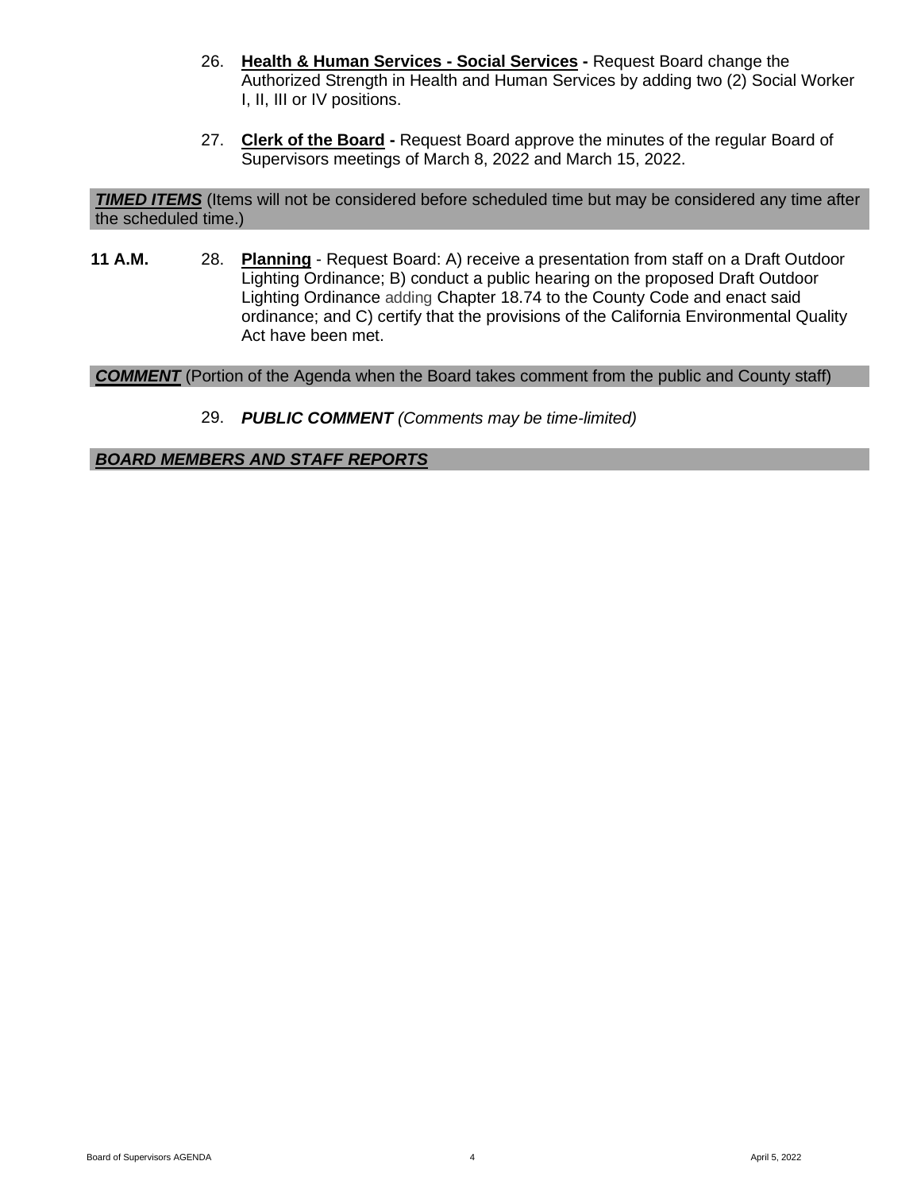26. **<u>Health & Human Services - Social Services</u> -** Request Board change the Authorized Strength in Health and Human Services by adding two (2) Social Worker I, II, III or IV positions.

27. **<u>Clerk of the Board</u> -** Request Board approve the minutes of the regular Board of Supervisors meetings of March 8, 2022 and March 15, 2022.

***<u>TIMED ITEMS</u>*** (Items will not be considered before scheduled time but may be considered any time after the scheduled time.)

**11 A.M.** 28. **<u>Planning</u>** - Request Board: A) receive a presentation from staff on a Draft Outdoor Lighting Ordinance; B) conduct a public hearing on the proposed Draft Outdoor Lighting Ordinance adding Chapter 18.74 to the County Code and enact said ordinance; and C) certify that the provisions of the California Environmental Quality Act have been met.

***<u>COMMENT</u>*** (Portion of the Agenda when the Board takes comment from the public and County staff)

29. ***PUBLIC COMMENT*** *(Comments may be time-limited)*

***<u>BOARD MEMBERS AND STAFF REPORTS</u>***